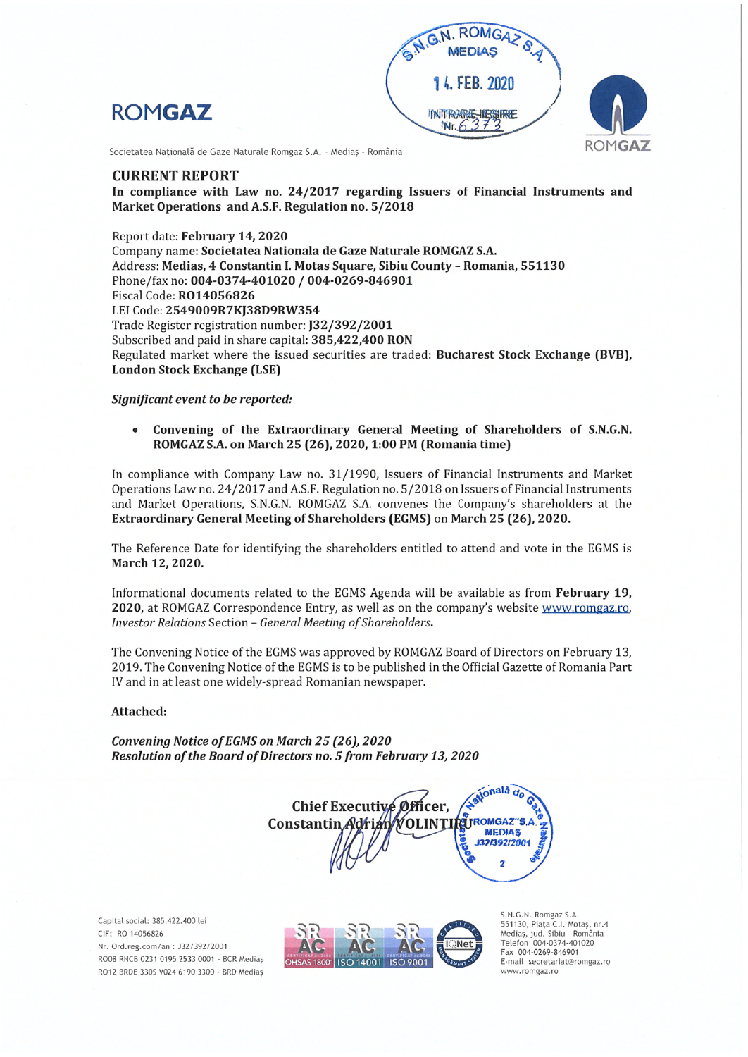# ROMGAZ

Societatea Națională de Gaze Naturale Romgaz S.A. - Mediaș - România

## CURRENT REPORT

**In compliance with Law no. 24/2017 regarding Issuers of Financial Instruments and Market Operations and A.S.F. Regulation no. 5/2018**

Report date: **February 14, 2020**
Company name: **Societatea Nationala de Gaze Naturale ROMGAZ S.A.**
Address: **Medias, 4 Constantin I. Motas Square, Sibiu County – Romania, 551130**
Phone/fax no: **004-0374-401020 / 004-0269-846901**
Fiscal Code: **RO14056826**
LEI Code: **2549009R7KJ38D9RW354**
Trade Register registration number: **J32/392/2001**
Subscribed and paid in share capital: **385,422,400 RON**
Regulated market where the issued securities are traded: **Bucharest Stock Exchange (BVB), London Stock Exchange (LSE)**

***Significant event to be reported:***

- **Convening of the Extraordinary General Meeting of Shareholders of S.N.G.N. ROMGAZ S.A. on March 25 (26), 2020, 1:00 PM (Romania time)**

In compliance with Company Law no. 31/1990, Issuers of Financial Instruments and Market Operations Law no. 24/2017 and A.S.F. Regulation no. 5/2018 on Issuers of Financial Instruments and Market Operations, S.N.G.N. ROMGAZ S.A. convenes the Company's shareholders at the **Extraordinary General Meeting of Shareholders (EGMS)** on **March 25 (26), 2020.**

The Reference Date for identifying the shareholders entitled to attend and vote in the EGMS is **March 12, 2020.**

Informational documents related to the EGMS Agenda will be available as from **February 19, 2020**, at ROMGAZ Correspondence Entry, as well as on the company's website www.romgaz.ro, *Investor Relations* Section – *General Meeting of Shareholders*.

The Convening Notice of the EGMS was approved by ROMGAZ Board of Directors on February 13, 2019. The Convening Notice of the EGMS is to be published in the Official Gazette of Romania Part IV and in at least one widely-spread Romanian newspaper.

**Attached:**

***Convening Notice of EGMS on March 25 (26), 2020***
***Resolution of the Board of Directors no. 5 from February 13, 2020***

**Chief Executive Officer,**
**Constantin Adrian VOLINTIRU**

Capital social: 385.422.400 lei
CIF: RO 14056826
Nr. Ord.reg.com/an : J32/392/2001
RO08 RNCB 0231 0195 2533 0001 - BCR Mediaș
RO12 BRDE 330S V024 6190 3300 - BRD Mediaș

OHSAS 18001 | ISO 14001 | ISO 9001

S.N.G.N. Romgaz S.A.
551130, Piața C.I. Motaș, nr.4
Mediaș, jud. Sibiu - România
Telefon 004-0374-401020
Fax 004-0269-846901
E-mail secretariat@romgaz.ro
www.romgaz.ro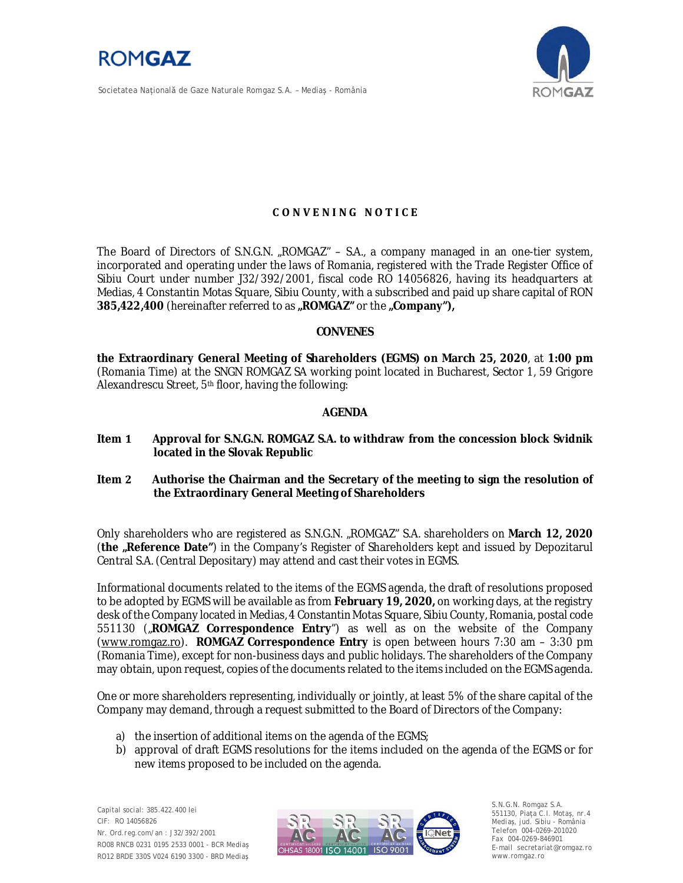# CONVENING NOTICE

The Board of Directors of S.N.G.N. „ROMGAZ" – S.A., a company managed in an one-tier system, incorporated and operating under the laws of Romania, registered with the Trade Register Office of Sibiu Court under number J32/392/2001, fiscal code RO 14056826, having its headquarters at Medias, 4 Constantin Motas Square, Sibiu County, with a subscribed and paid up share capital of RON **385,422,400** (hereinafter referred to as **„ROMGAZ"** or the **„Company"),**

**CONVENES**

**the Extraordinary General Meeting of Shareholders (EGMS) on March 25, 2020**, at **1:00 pm** (Romania Time) at the SNGN ROMGAZ SA working point located in Bucharest, Sector 1, 59 Grigore Alexandrescu Street, 5th floor, having the following:

**AGENDA**

**Item 1 Approval for S.N.G.N. ROMGAZ S.A. to withdraw from the concession block Svidnik located in the Slovak Republic**

**Item 2 Authorise the Chairman and the Secretary of the meeting to sign the resolution of the Extraordinary General Meeting of Shareholders**

Only shareholders who are registered as S.N.G.N. „ROMGAZ" S.A. shareholders on **March 12, 2020** (**the „Reference Date"**) in the Company's Register of Shareholders kept and issued by Depozitarul Central S.A. (Central Depositary) may attend and cast their votes in EGMS.

Informational documents related to the items of the EGMS agenda, the draft of resolutions proposed to be adopted by EGMS will be available as from **February 19, 2020,** on working days, at the registry desk of the Company located in Medias, 4 Constantin Motas Square, Sibiu County, Romania, postal code 551130 („**ROMGAZ Correspondence Entry**") as well as on the website of the Company (www.romgaz.ro). **ROMGAZ Correspondence Entry** is open between hours 7:30 am – 3:30 pm (Romania Time), except for non-business days and public holidays. The shareholders of the Company may obtain, upon request, copies of the documents related to the items included on the EGMS agenda.

One or more shareholders representing, individually or jointly, at least 5% of the share capital of the Company may demand, through a request submitted to the Board of Directors of the Company:

a) the insertion of additional items on the agenda of the EGMS;
b) approval of draft EGMS resolutions for the items included on the agenda of the EGMS or for new items proposed to be included on the agenda.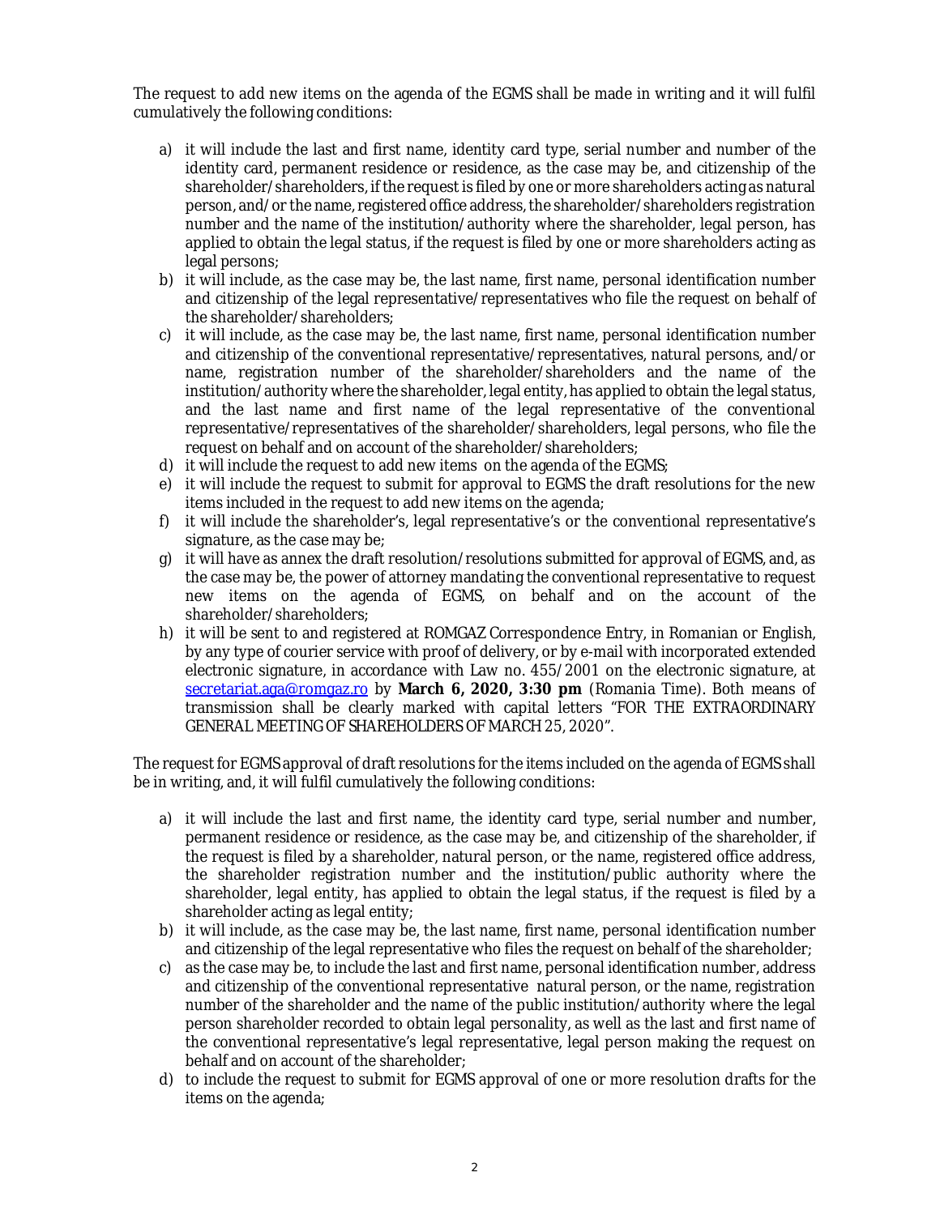The request to add new items on the agenda of the EGMS shall be made in writing and it will fulfil cumulatively the following conditions:

a) it will include the last and first name, identity card type, serial number and number of the identity card, permanent residence or residence, as the case may be, and citizenship of the shareholder/shareholders, if the request is filed by one or more shareholders acting as natural person, and/or the name, registered office address, the shareholder/shareholders registration number and the name of the institution/authority where the shareholder, legal person, has applied to obtain the legal status, if the request is filed by one or more shareholders acting as legal persons;
b) it will include, as the case may be, the last name, first name, personal identification number and citizenship of the legal representative/representatives who file the request on behalf of the shareholder/shareholders;
c) it will include, as the case may be, the last name, first name, personal identification number and citizenship of the conventional representative/representatives, natural persons, and/or name, registration number of the shareholder/shareholders and the name of the institution/authority where the shareholder, legal entity, has applied to obtain the legal status, and the last name and first name of the legal representative of the conventional representative/representatives of the shareholder/shareholders, legal persons, who file the request on behalf and on account of the shareholder/shareholders;
d) it will include the request to add new items on the agenda of the EGMS;
e) it will include the request to submit for approval to EGMS the draft resolutions for the new items included in the request to add new items on the agenda;
f) it will include the shareholder's, legal representative's or the conventional representative's signature, as the case may be;
g) it will have as annex the draft resolution/resolutions submitted for approval of EGMS, and, as the case may be, the power of attorney mandating the conventional representative to request new items on the agenda of EGMS, on behalf and on the account of the shareholder/shareholders;
h) it will be sent to and registered at ROMGAZ Correspondence Entry, in Romanian or English, by any type of courier service with proof of delivery, or by e-mail with incorporated extended electronic signature, in accordance with Law no. 455/2001 on the electronic signature, at secretariat.aga@romgaz.ro by **March 6, 2020, 3:30 pm** (Romania Time). Both means of transmission shall be clearly marked with capital letters "FOR THE EXTRAORDINARY GENERAL MEETING OF SHAREHOLDERS OF MARCH 25, 2020".

The request for EGMS approval of draft resolutions for the items included on the agenda of EGMS shall be in writing, and, it will fulfil cumulatively the following conditions:

a) it will include the last and first name, the identity card type, serial number and number, permanent residence or residence, as the case may be, and citizenship of the shareholder, if the request is filed by a shareholder, natural person, or the name, registered office address, the shareholder registration number and the institution/public authority where the shareholder, legal entity, has applied to obtain the legal status, if the request is filed by a shareholder acting as legal entity;
b) it will include, as the case may be, the last name, first name, personal identification number and citizenship of the legal representative who files the request on behalf of the shareholder;
c) as the case may be, to include the last and first name, personal identification number, address and citizenship of the conventional representative natural person, or the name, registration number of the shareholder and the name of the public institution/authority where the legal person shareholder recorded to obtain legal personality, as well as the last and first name of the conventional representative's legal representative, legal person making the request on behalf and on account of the shareholder;
d) to include the request to submit for EGMS approval of one or more resolution drafts for the items on the agenda;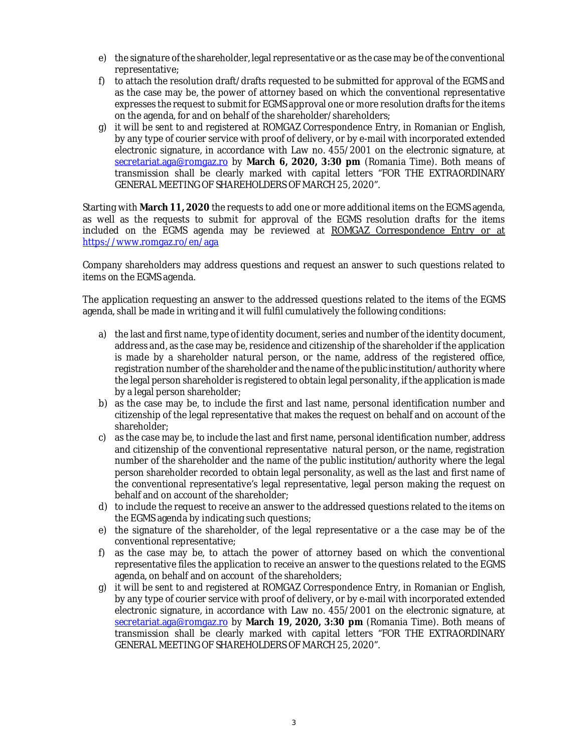e) the signature of the shareholder, legal representative or as the case may be of the conventional representative;
f) to attach the resolution draft/drafts requested to be submitted for approval of the EGMS and as the case may be, the power of attorney based on which the conventional representative expresses the request to submit for EGMS approval one or more resolution drafts for the items on the agenda, for and on behalf of the shareholder/shareholders;
g) it will be sent to and registered at ROMGAZ Correspondence Entry, in Romanian or English, by any type of courier service with proof of delivery, or by e-mail with incorporated extended electronic signature, in accordance with Law no. 455/2001 on the electronic signature, at secretariat.aga@romgaz.ro by **March 6, 2020, 3:30 pm** (Romania Time). Both means of transmission shall be clearly marked with capital letters "FOR THE EXTRAORDINARY GENERAL MEETING OF SHAREHOLDERS OF MARCH 25, 2020".

Starting with **March 11, 2020** the requests to add one or more additional items on the EGMS agenda, as well as the requests to submit for approval of the EGMS resolution drafts for the items included on the EGMS agenda may be reviewed at ROMGAZ Correspondence Entry or at https://www.romgaz.ro/en/aga

Company shareholders may address questions and request an answer to such questions related to items on the EGMS agenda.

The application requesting an answer to the addressed questions related to the items of the EGMS agenda, shall be made in writing and it will fulfil cumulatively the following conditions:

a) the last and first name, type of identity document, series and number of the identity document, address and, as the case may be, residence and citizenship of the shareholder if the application is made by a shareholder natural person, or the name, address of the registered office, registration number of the shareholder and the name of the public institution/authority where the legal person shareholder is registered to obtain legal personality, if the application is made by a legal person shareholder;
b) as the case may be, to include the first and last name, personal identification number and citizenship of the legal representative that makes the request on behalf and on account of the shareholder;
c) as the case may be, to include the last and first name, personal identification number, address and citizenship of the conventional representative natural person, or the name, registration number of the shareholder and the name of the public institution/authority where the legal person shareholder recorded to obtain legal personality, as well as the last and first name of the conventional representative's legal representative, legal person making the request on behalf and on account of the shareholder;
d) to include the request to receive an answer to the addressed questions related to the items on the EGMS agenda by indicating such questions;
e) the signature of the shareholder, of the legal representative or a the case may be of the conventional representative;
f) as the case may be, to attach the power of attorney based on which the conventional representative files the application to receive an answer to the questions related to the EGMS agenda, on behalf and on account of the shareholders;
g) it will be sent to and registered at ROMGAZ Correspondence Entry, in Romanian or English, by any type of courier service with proof of delivery, or by e-mail with incorporated extended electronic signature, in accordance with Law no. 455/2001 on the electronic signature, at secretariat.aga@romgaz.ro by **March 19, 2020, 3:30 pm** (Romania Time). Both means of transmission shall be clearly marked with capital letters "FOR THE EXTRAORDINARY GENERAL MEETING OF SHAREHOLDERS OF MARCH 25, 2020".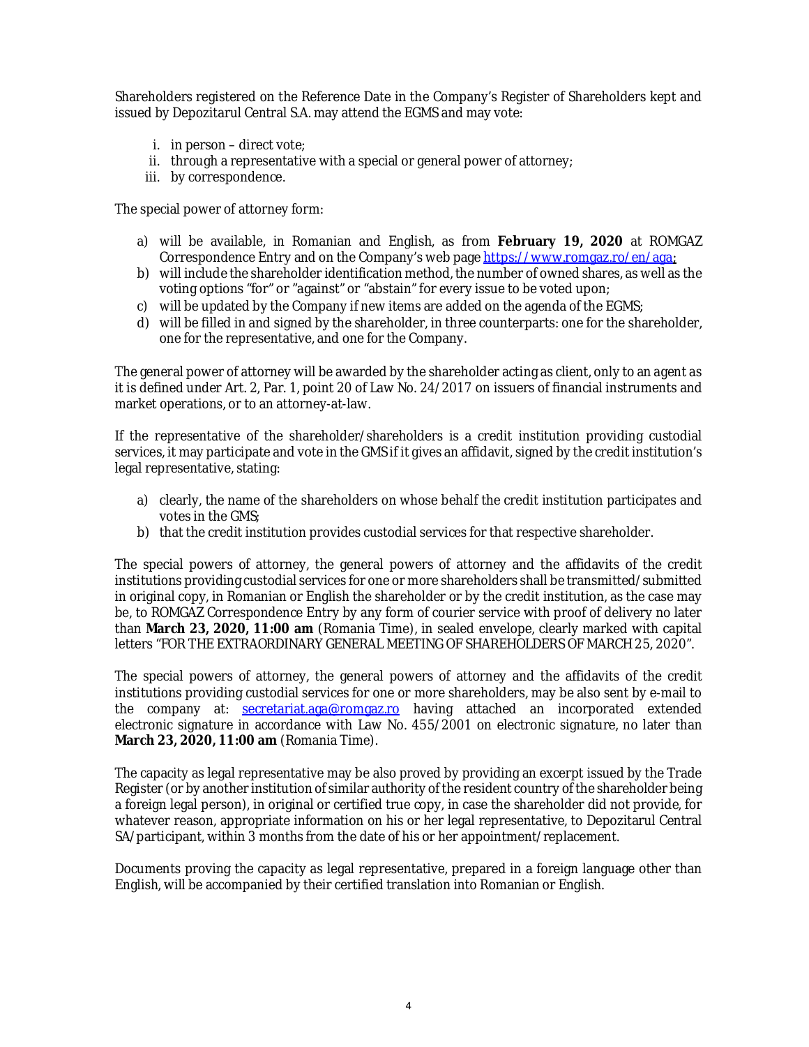Shareholders registered on the Reference Date in the Company's Register of Shareholders kept and issued by Depozitarul Central S.A. may attend the EGMS and may vote:

i. in person – direct vote;
ii. through a representative with a special or general power of attorney;
iii. by correspondence.

The special power of attorney form:

a) will be available, in Romanian and English, as from **February 19, 2020** at ROMGAZ Correspondence Entry and on the Company's web page https://www.romgaz.ro/en/aga;
b) will include the shareholder identification method, the number of owned shares, as well as the voting options "for" or "against" or "abstain" for every issue to be voted upon;
c) will be updated by the Company if new items are added on the agenda of the EGMS;
d) will be filled in and signed by the shareholder, in three counterparts: one for the shareholder, one for the representative, and one for the Company.

The general power of attorney will be awarded by the shareholder acting as client, only to an agent as it is defined under Art. 2, Par. 1, point 20 of Law No. 24/2017 on issuers of financial instruments and market operations, or to an attorney-at-law.

If the representative of the shareholder/shareholders is a credit institution providing custodial services, it may participate and vote in the GMS if it gives an affidavit, signed by the credit institution's legal representative, stating:

a) clearly, the name of the shareholders on whose behalf the credit institution participates and votes in the GMS;
b) that the credit institution provides custodial services for that respective shareholder.

The special powers of attorney, the general powers of attorney and the affidavits of the credit institutions providing custodial services for one or more shareholders shall be transmitted/submitted in original copy, in Romanian or English the shareholder or by the credit institution, as the case may be, to ROMGAZ Correspondence Entry by any form of courier service with proof of delivery no later than **March 23, 2020, 11:00 am** (Romania Time), in sealed envelope, clearly marked with capital letters "FOR THE EXTRAORDINARY GENERAL MEETING OF SHAREHOLDERS OF MARCH 25, 2020".

The special powers of attorney, the general powers of attorney and the affidavits of the credit institutions providing custodial services for one or more shareholders, may be also sent by e-mail to the company at: secretariat.aga@romgaz.ro having attached an incorporated extended electronic signature in accordance with Law No. 455/2001 on electronic signature, no later than **March 23, 2020, 11:00 am** (Romania Time).

The capacity as legal representative may be also proved by providing an excerpt issued by the Trade Register (or by another institution of similar authority of the resident country of the shareholder being a foreign legal person), in original or certified true copy, in case the shareholder did not provide, for whatever reason, appropriate information on his or her legal representative, to Depozitarul Central SA/participant, within 3 months from the date of his or her appointment/replacement.

Documents proving the capacity as legal representative, prepared in a foreign language other than English, will be accompanied by their certified translation into Romanian or English.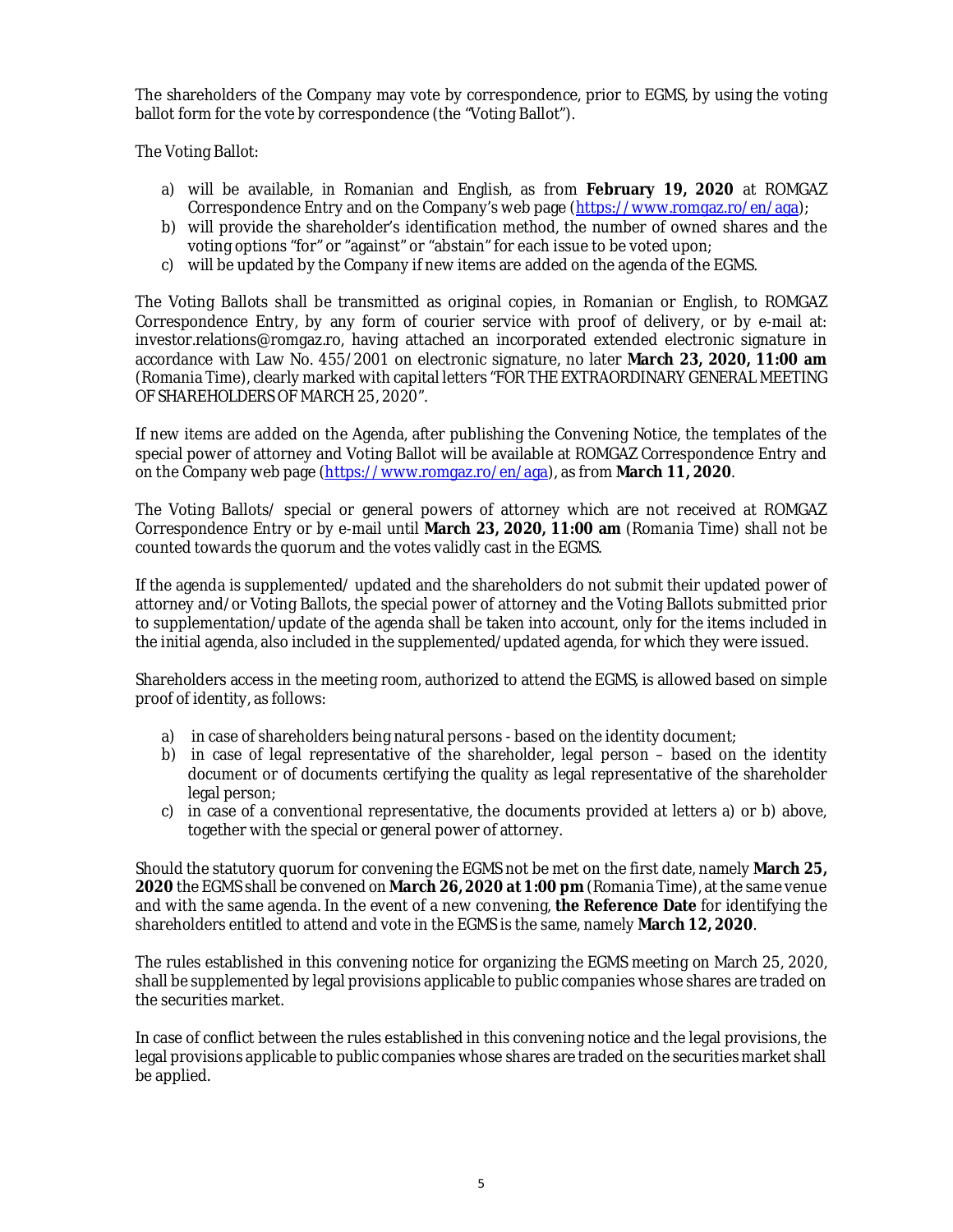The shareholders of the Company may vote by correspondence, prior to EGMS, by using the voting ballot form for the vote by correspondence (the "Voting Ballot").

The Voting Ballot:

a) will be available, in Romanian and English, as from **February 19, 2020** at ROMGAZ Correspondence Entry and on the Company's web page (https://www.romgaz.ro/en/aga);
b) will provide the shareholder's identification method, the number of owned shares and the voting options "for" or "against" or "abstain" for each issue to be voted upon;
c) will be updated by the Company if new items are added on the agenda of the EGMS.

The Voting Ballots shall be transmitted as original copies, in Romanian or English, to ROMGAZ Correspondence Entry, by any form of courier service with proof of delivery, or by e-mail at: investor.relations@romgaz.ro, having attached an incorporated extended electronic signature in accordance with Law No. 455/2001 on electronic signature, no later **March 23, 2020, 11:00 am** (Romania Time), clearly marked with capital letters "FOR THE EXTRAORDINARY GENERAL MEETING OF SHAREHOLDERS OF MARCH 25, 2020".

If new items are added on the Agenda, after publishing the Convening Notice, the templates of the special power of attorney and Voting Ballot will be available at ROMGAZ Correspondence Entry and on the Company web page (https://www.romgaz.ro/en/aga), as from **March 11, 2020**.

The Voting Ballots/ special or general powers of attorney which are not received at ROMGAZ Correspondence Entry or by e-mail until **March 23, 2020, 11:00 am** (Romania Time) shall not be counted towards the quorum and the votes validly cast in the EGMS.

If the agenda is supplemented/ updated and the shareholders do not submit their updated power of attorney and/or Voting Ballots, the special power of attorney and the Voting Ballots submitted prior to supplementation/update of the agenda shall be taken into account, only for the items included in the initial agenda, also included in the supplemented/updated agenda, for which they were issued.

Shareholders access in the meeting room, authorized to attend the EGMS, is allowed based on simple proof of identity, as follows:

a) in case of shareholders being natural persons - based on the identity document;
b) in case of legal representative of the shareholder, legal person – based on the identity document or of documents certifying the quality as legal representative of the shareholder legal person;
c) in case of a conventional representative, the documents provided at letters a) or b) above, together with the special or general power of attorney.

Should the statutory quorum for convening the EGMS not be met on the first date, namely **March 25, 2020** the EGMS shall be convened on **March 26, 2020 at 1:00 pm** (Romania Time), at the same venue and with the same agenda. In the event of a new convening, **the Reference Date** for identifying the shareholders entitled to attend and vote in the EGMS is the same, namely **March 12, 2020**.

The rules established in this convening notice for organizing the EGMS meeting on March 25, 2020, shall be supplemented by legal provisions applicable to public companies whose shares are traded on the securities market.

In case of conflict between the rules established in this convening notice and the legal provisions, the legal provisions applicable to public companies whose shares are traded on the securities market shall be applied.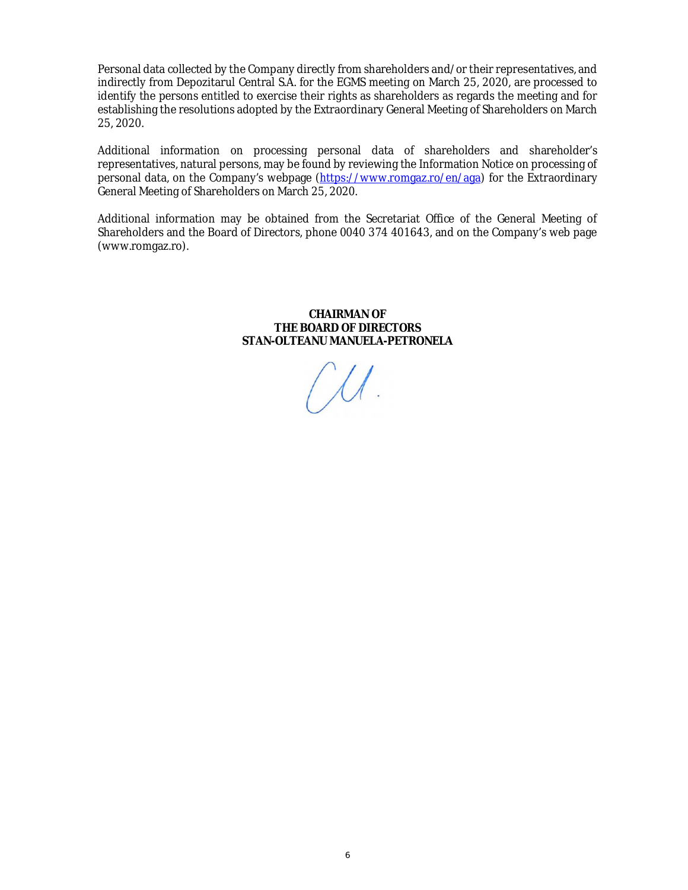Personal data collected by the Company directly from shareholders and/or their representatives, and indirectly from Depozitarul Central S.A. for the EGMS meeting on March 25, 2020, are processed to identify the persons entitled to exercise their rights as shareholders as regards the meeting and for establishing the resolutions adopted by the Extraordinary General Meeting of Shareholders on March 25, 2020.

Additional information on processing personal data of shareholders and shareholder's representatives, natural persons, may be found by reviewing the Information Notice on processing of personal data, on the Company's webpage (https://www.romgaz.ro/en/aga) for the Extraordinary General Meeting of Shareholders on March 25, 2020.

Additional information may be obtained from the Secretariat Office of the General Meeting of Shareholders and the Board of Directors, phone 0040 374 401643, and on the Company's web page (www.romgaz.ro).

**CHAIRMAN OF**
**THE BOARD OF DIRECTORS**
**STAN-OLTEANU MANUELA-PETRONELA**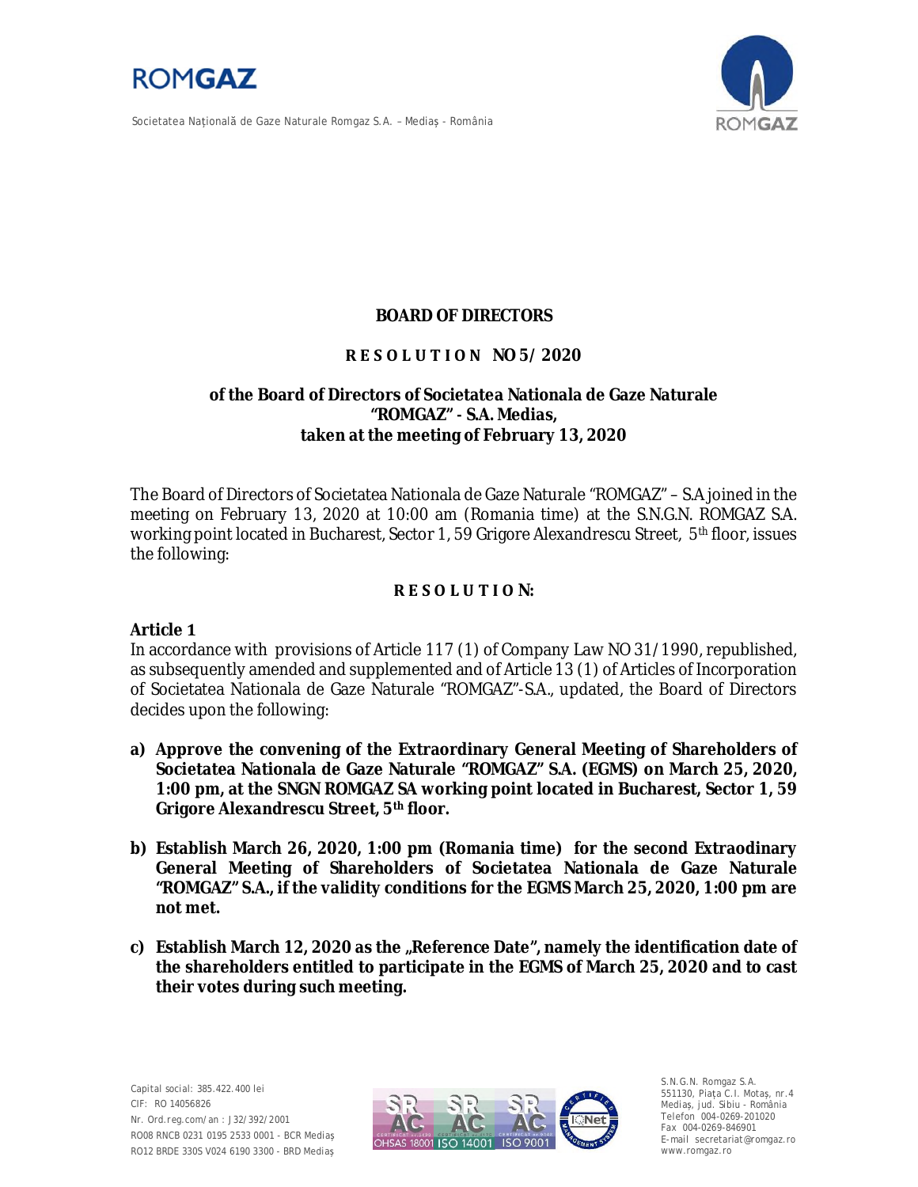**BOARD OF DIRECTORS**

**R E S O L U T I O N NO 5/ 2020**

**of the Board of Directors of Societatea Nationala de Gaze Naturale "ROMGAZ" - S.A. Medias, taken at the meeting of February 13, 2020**

The Board of Directors of Societatea Nationala de Gaze Naturale "ROMGAZ" – S.A joined in the meeting on February 13, 2020 at 10:00 am (Romania time) at the S.N.G.N. ROMGAZ S.A. working point located in Bucharest, Sector 1, 59 Grigore Alexandrescu Street, 5th floor, issues the following:

**R E S O L U T I O N:**

**Article 1**

In accordance with provisions of Article 117 (1) of Company Law NO 31/1990, republished, as subsequently amended and supplemented and of Article 13 (1) of Articles of Incorporation of Societatea Nationala de Gaze Naturale "ROMGAZ"-S.A., updated, the Board of Directors decides upon the following:

a) **Approve the convening of the Extraordinary General Meeting of Shareholders of Societatea Nationala de Gaze Naturale "ROMGAZ" S.A. (EGMS) on March 25, 2020, 1:00 pm, at the SNGN ROMGAZ SA working point located in Bucharest, Sector 1, 59 Grigore Alexandrescu Street, 5th floor.**

b) **Establish March 26, 2020, 1:00 pm (Romania time) for the second Extraodinary General Meeting of Shareholders of Societatea Nationala de Gaze Naturale "ROMGAZ" S.A., if the validity conditions for the EGMS March 25, 2020, 1:00 pm are not met.**

c) **Establish March 12, 2020 as the „Reference Date", namely the identification date of the shareholders entitled to participate in the EGMS of March 25, 2020 and to cast their votes during such meeting.**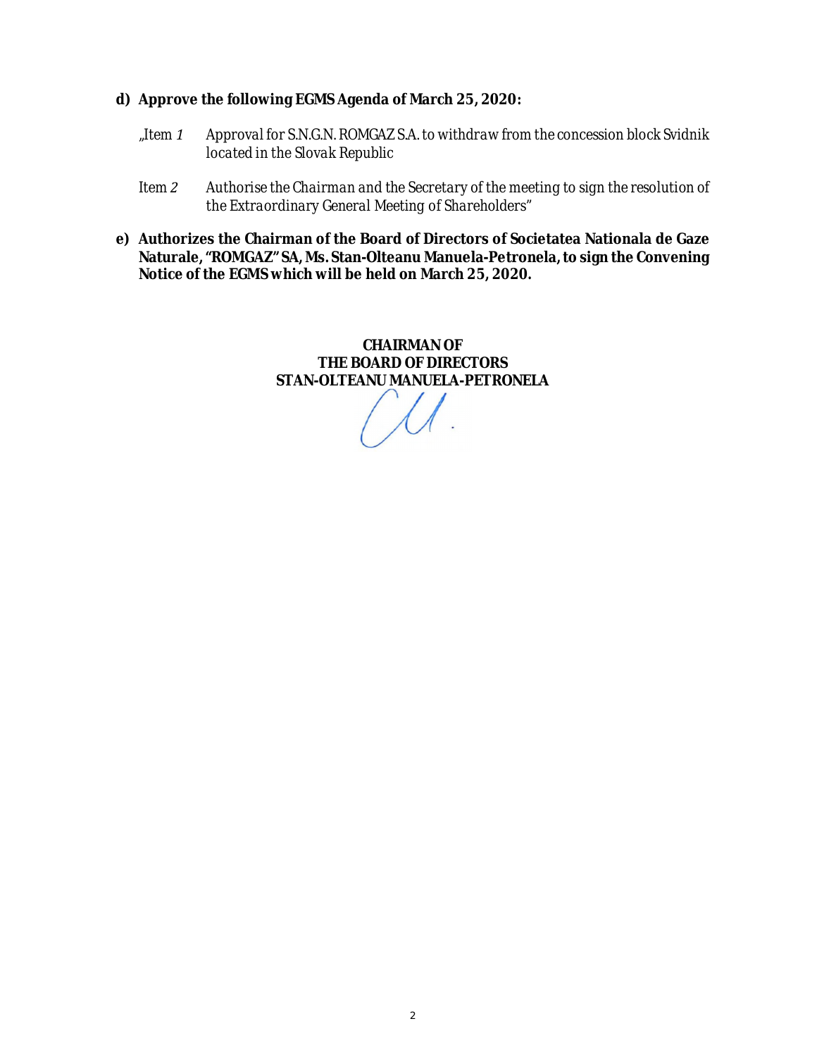**d) Approve the following EGMS Agenda of March 25, 2020:**

„*Item 1* *Approval for S.N.G.N. ROMGAZ S.A. to withdraw from the concession block Svidnik located in the Slovak Republic*

*Item 2* *Authorise the Chairman and the Secretary of the meeting to sign the resolution of the Extraordinary General Meeting of Shareholders”*

**e) Authorizes the Chairman of the Board of Directors of Societatea Nationala de Gaze Naturale, “ROMGAZ” SA, Ms. Stan-Olteanu Manuela-Petronela, to sign the Convening Notice of the EGMS which will be held on March 25, 2020.**

**CHAIRMAN OF**
**THE BOARD OF DIRECTORS**
**STAN-OLTEANU MANUELA-PETRONELA**